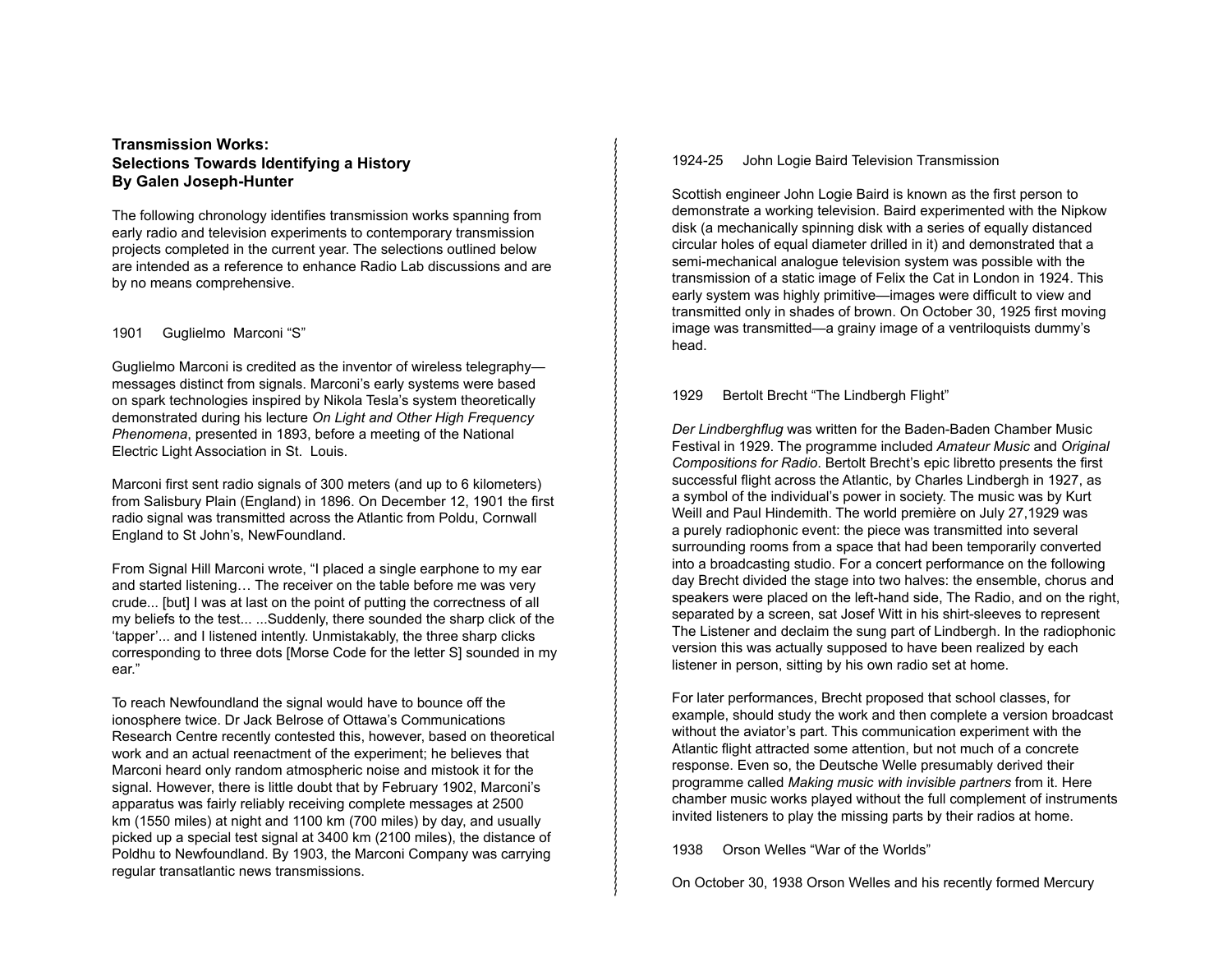**Transmission Works:**
**Selections Towards Identifying a History**
**By Galen Joseph-Hunter**

The following chronology identifies transmission works spanning from early radio and television experiments to contemporary transmission projects completed in the current year. The selections outlined below are intended as a reference to enhance Radio Lab discussions and are by no means comprehensive.

1901  Guglielmo Marconi "S"

Guglielmo Marconi is credited as the inventor of wireless telegraphy—messages distinct from signals. Marconi's early systems were based on spark technologies inspired by Nikola Tesla's system theoretically demonstrated during his lecture *On Light and Other High Frequency Phenomena*, presented in 1893, before a meeting of the National Electric Light Association in St. Louis.

Marconi first sent radio signals of 300 meters (and up to 6 kilometers) from Salisbury Plain (England) in 1896. On December 12, 1901 the first radio signal was transmitted across the Atlantic from Poldu, Cornwall England to St John's, NewFoundland.

From Signal Hill Marconi wrote, "I placed a single earphone to my ear and started listening… The receiver on the table before me was very crude... [but] I was at last on the point of putting the correctness of all my beliefs to the test... ...Suddenly, there sounded the sharp click of the 'tapper'... and I listened intently. Unmistakably, the three sharp clicks corresponding to three dots [Morse Code for the letter S] sounded in my ear."

To reach Newfoundland the signal would have to bounce off the ionosphere twice. Dr Jack Belrose of Ottawa's Communications Research Centre recently contested this, however, based on theoretical work and an actual reenactment of the experiment; he believes that Marconi heard only random atmospheric noise and mistook it for the signal. However, there is little doubt that by February 1902, Marconi's apparatus was fairly reliably receiving complete messages at 2500 km (1550 miles) at night and 1100 km (700 miles) by day, and usually picked up a special test signal at 3400 km (2100 miles), the distance of Poldhu to Newfoundland. By 1903, the Marconi Company was carrying regular transatlantic news transmissions.

1924-25  John Logie Baird Television Transmission

Scottish engineer John Logie Baird is known as the first person to demonstrate a working television. Baird experimented with the Nipkow disk (a mechanically spinning disk with a series of equally distanced circular holes of equal diameter drilled in it) and demonstrated that a semi-mechanical analogue television system was possible with the transmission of a static image of Felix the Cat in London in 1924. This early system was highly primitive—images were difficult to view and transmitted only in shades of brown. On October 30, 1925 first moving image was transmitted—a grainy image of a ventriloquists dummy's head.

1929  Bertolt Brecht "The Lindbergh Flight"

*Der Lindberghflug* was written for the Baden-Baden Chamber Music Festival in 1929. The programme included *Amateur Music* and *Original Compositions for Radio*. Bertolt Brecht's epic libretto presents the first successful flight across the Atlantic, by Charles Lindbergh in 1927, as a symbol of the individual's power in society. The music was by Kurt Weill and Paul Hindemith. The world première on July 27,1929 was a purely radiophonic event: the piece was transmitted into several surrounding rooms from a space that had been temporarily converted into a broadcasting studio. For a concert performance on the following day Brecht divided the stage into two halves: the ensemble, chorus and speakers were placed on the left-hand side, The Radio, and on the right, separated by a screen, sat Josef Witt in his shirt-sleeves to represent The Listener and declaim the sung part of Lindbergh. In the radiophonic version this was actually supposed to have been realized by each listener in person, sitting by his own radio set at home.

For later performances, Brecht proposed that school classes, for example, should study the work and then complete a version broadcast without the aviator's part. This communication experiment with the Atlantic flight attracted some attention, but not much of a concrete response. Even so, the Deutsche Welle presumably derived their programme called *Making music with invisible partners* from it. Here chamber music works played without the full complement of instruments invited listeners to play the missing parts by their radios at home.

1938  Orson Welles "War of the Worlds"

On October 30, 1938 Orson Welles and his recently formed Mercury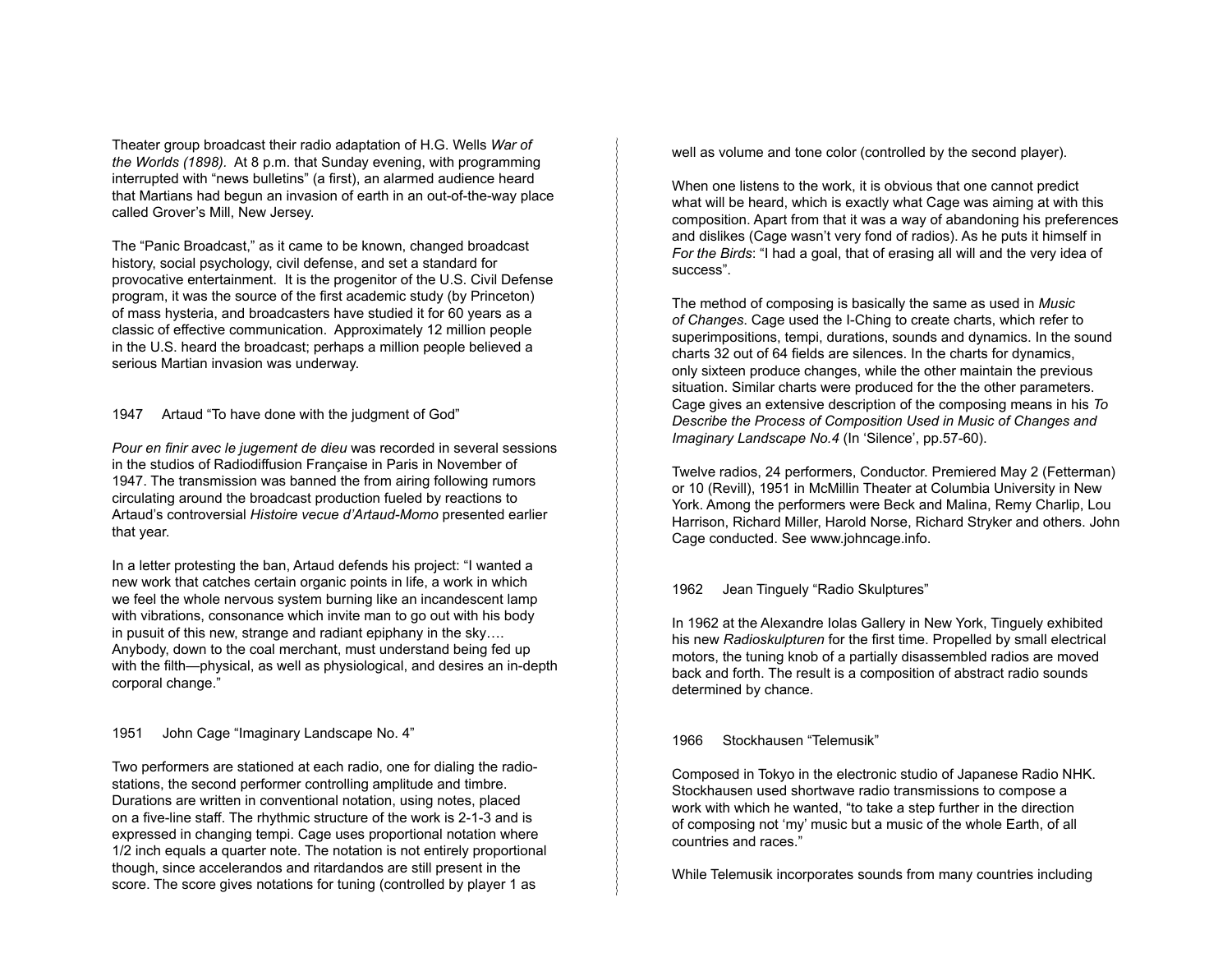Theater group broadcast their radio adaptation of H.G. Wells *War of the Worlds (1898).* At 8 p.m. that Sunday evening, with programming interrupted with "news bulletins" (a first), an alarmed audience heard that Martians had begun an invasion of earth in an out-of-the-way place called Grover's Mill, New Jersey.

The "Panic Broadcast," as it came to be known, changed broadcast history, social psychology, civil defense, and set a standard for provocative entertainment. It is the progenitor of the U.S. Civil Defense program, it was the source of the first academic study (by Princeton) of mass hysteria, and broadcasters have studied it for 60 years as a classic of effective communication. Approximately 12 million people in the U.S. heard the broadcast; perhaps a million people believed a serious Martian invasion was underway.

### 1947 Artaud "To have done with the judgment of God"

*Pour en finir avec le jugement de dieu* was recorded in several sessions in the studios of Radiodiffusion Française in Paris in November of 1947. The transmission was banned the from airing following rumors circulating around the broadcast production fueled by reactions to Artaud's controversial *Histoire vecue d'Artaud-Momo* presented earlier that year.

In a letter protesting the ban, Artaud defends his project: "I wanted a new work that catches certain organic points in life, a work in which we feel the whole nervous system burning like an incandescent lamp with vibrations, consonance which invite man to go out with his body in pusuit of this new, strange and radiant epiphany in the sky…. Anybody, down to the coal merchant, must understand being fed up with the filth—physical, as well as physiological, and desires an in-depth corporal change."

### 1951 John Cage "Imaginary Landscape No. 4"

Two performers are stationed at each radio, one for dialing the radio-stations, the second performer controlling amplitude and timbre. Durations are written in conventional notation, using notes, placed on a five-line staff. The rhythmic structure of the work is 2-1-3 and is expressed in changing tempi. Cage uses proportional notation where 1/2 inch equals a quarter note. The notation is not entirely proportional though, since accelerandos and ritardandos are still present in the score. The score gives notations for tuning (controlled by player 1 as well as volume and tone color (controlled by the second player).

When one listens to the work, it is obvious that one cannot predict what will be heard, which is exactly what Cage was aiming at with this composition. Apart from that it was a way of abandoning his preferences and dislikes (Cage wasn't very fond of radios). As he puts it himself in *For the Birds*: "I had a goal, that of erasing all will and the very idea of success".

The method of composing is basically the same as used in *Music of Changes*. Cage used the I-Ching to create charts, which refer to superimpositions, tempi, durations, sounds and dynamics. In the sound charts 32 out of 64 fields are silences. In the charts for dynamics, only sixteen produce changes, while the other maintain the previous situation. Similar charts were produced for the the other parameters. Cage gives an extensive description of the composing means in his *To Describe the Process of Composition Used in Music of Changes and Imaginary Landscape No.4* (In 'Silence', pp.57-60).

Twelve radios, 24 performers, Conductor. Premiered May 2 (Fetterman) or 10 (Revill), 1951 in McMillin Theater at Columbia University in New York. Among the performers were Beck and Malina, Remy Charlip, Lou Harrison, Richard Miller, Harold Norse, Richard Stryker and others. John Cage conducted. See www.johncage.info.

### 1962 Jean Tinguely "Radio Skulptures"

In 1962 at the Alexandre Iolas Gallery in New York, Tinguely exhibited his new *Radioskulpturen* for the first time. Propelled by small electrical motors, the tuning knob of a partially disassembled radios are moved back and forth. The result is a composition of abstract radio sounds determined by chance.

### 1966 Stockhausen "Telemusik"

Composed in Tokyo in the electronic studio of Japanese Radio NHK. Stockhausen used shortwave radio transmissions to compose a work with which he wanted, "to take a step further in the direction of composing not 'my' music but a music of the whole Earth, of all countries and races."

While Telemusik incorporates sounds from many countries including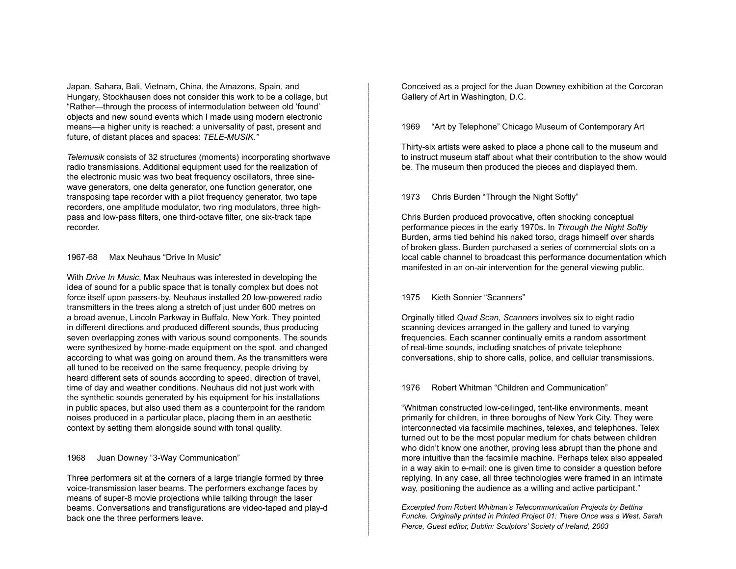Japan, Sahara, Bali, Vietnam, China, the Amazons, Spain, and Hungary, Stockhausen does not consider this work to be a collage, but "Rather—through the process of intermodulation between old 'found' objects and new sound events which I made using modern electronic means—a higher unity is reached: a universality of past, present and future, of distant places and spaces: *TELE-MUSIK."*

*Telemusik* consists of 32 structures (moments) incorporating shortwave radio transmissions. Additional equipment used for the realization of the electronic music was two beat frequency oscillators, three sine-wave generators, one delta generator, one function generator, one transposing tape recorder with a pilot frequency generator, two tape recorders, one amplitude modulator, two ring modulators, three high-pass and low-pass filters, one third-octave filter, one six-track tape recorder.

1967-68 Max Neuhaus "Drive In Music"

With *Drive In Music*, Max Neuhaus was interested in developing the idea of sound for a public space that is tonally complex but does not force itself upon passers-by. Neuhaus installed 20 low-powered radio transmitters in the trees along a stretch of just under 600 metres on a broad avenue, Lincoln Parkway in Buffalo, New York. They pointed in different directions and produced different sounds, thus producing seven overlapping zones with various sound components. The sounds were synthesized by home-made equipment on the spot, and changed according to what was going on around them. As the transmitters were all tuned to be received on the same frequency, people driving by heard different sets of sounds according to speed, direction of travel, time of day and weather conditions. Neuhaus did not just work with the synthetic sounds generated by his equipment for his installations in public spaces, but also used them as a counterpoint for the random noises produced in a particular place, placing them in an aesthetic context by setting them alongside sound with tonal quality.

1968 Juan Downey "3-Way Communication"

Three performers sit at the corners of a large triangle formed by three voice-transmission laser beams. The performers exchange faces by means of super-8 movie projections while talking through the laser beams. Conversations and transfigurations are video-taped and play-d back one the three performers leave.

Conceived as a project for the Juan Downey exhibition at the Corcoran Gallery of Art in Washington, D.C.

1969 "Art by Telephone" Chicago Museum of Contemporary Art

Thirty-six artists were asked to place a phone call to the museum and to instruct museum staff about what their contribution to the show would be. The museum then produced the pieces and displayed them.

1973 Chris Burden "Through the Night Softly"

Chris Burden produced provocative, often shocking conceptual performance pieces in the early 1970s. In *Through the Night Softly* Burden, arms tied behind his naked torso, drags himself over shards of broken glass. Burden purchased a series of commercial slots on a local cable channel to broadcast this performance documentation which manifested in an on-air intervention for the general viewing public.

1975 Kieth Sonnier "Scanners"

Orginally titled *Quad Scan*, *Scanners* involves six to eight radio scanning devices arranged in the gallery and tuned to varying frequencies. Each scanner continually emits a random assortment of real-time sounds, including snatches of private telephone conversations, ship to shore calls, police, and cellular transmissions.

1976 Robert Whitman "Children and Communication"

"Whitman constructed low-ceilinged, tent-like environments, meant primarily for children, in three boroughs of New York City. They were interconnected via facsimile machines, telexes, and telephones. Telex turned out to be the most popular medium for chats between children who didn't know one another, proving less abrupt than the phone and more intuitive than the facsimile machine. Perhaps telex also appealed in a way akin to e-mail: one is given time to consider a question before replying. In any case, all three technologies were framed in an intimate way, positioning the audience as a willing and active participant."

*Excerpted from Robert Whitman's Telecommunication Projects by Bettina Funcke. Originally printed in Printed Project 01: There Once was a West, Sarah Pierce, Guest editor, Dublin: Sculptors' Society of Ireland, 2003*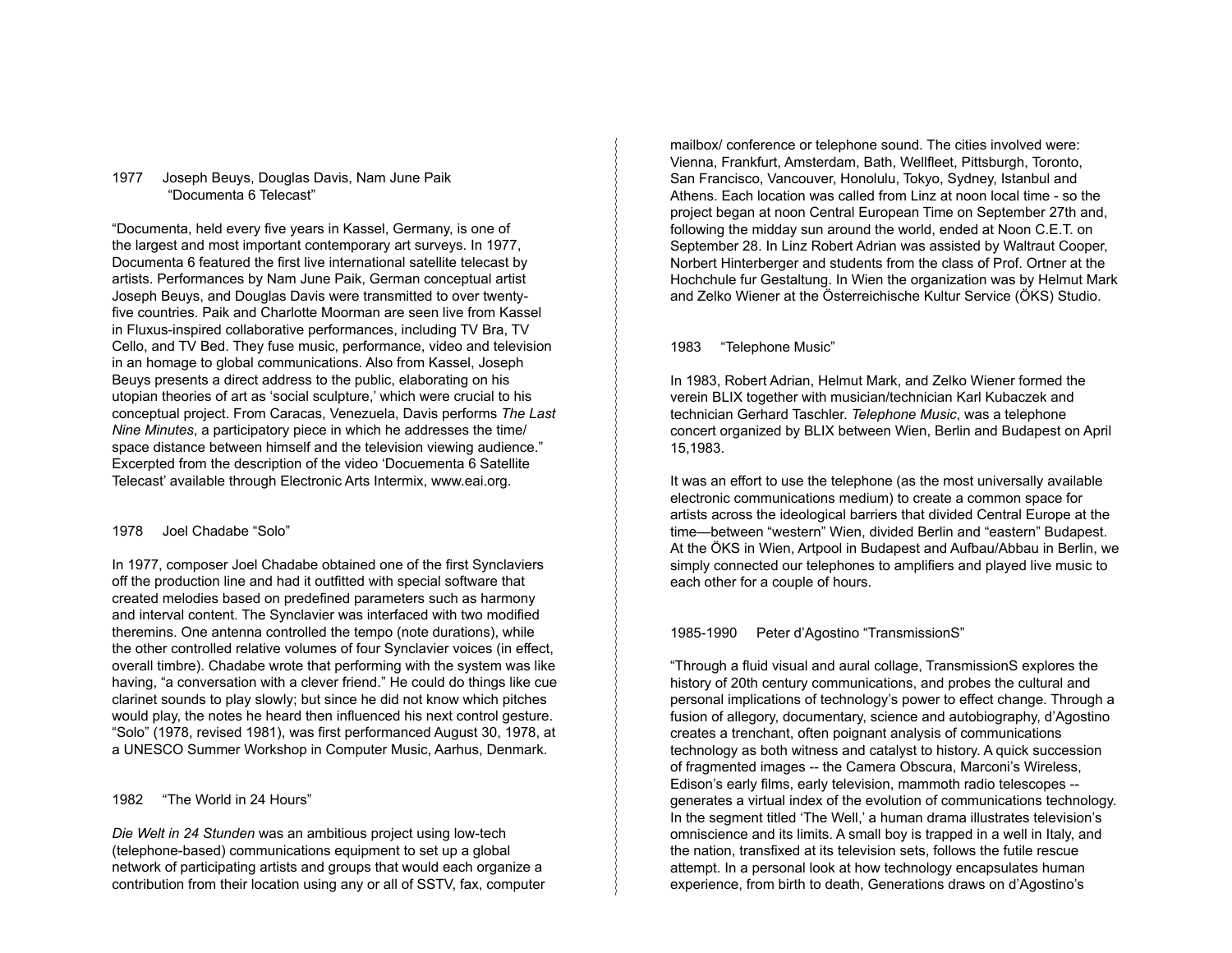1977 Joseph Beuys, Douglas Davis, Nam June Paik
"Documenta 6 Telecast"

"Documenta, held every five years in Kassel, Germany, is one of the largest and most important contemporary art surveys. In 1977, Documenta 6 featured the first live international satellite telecast by artists. Performances by Nam June Paik, German conceptual artist Joseph Beuys, and Douglas Davis were transmitted to over twenty-five countries. Paik and Charlotte Moorman are seen live from Kassel in Fluxus-inspired collaborative performances, including TV Bra, TV Cello, and TV Bed. They fuse music, performance, video and television in an homage to global communications. Also from Kassel, Joseph Beuys presents a direct address to the public, elaborating on his utopian theories of art as 'social sculpture,' which were crucial to his conceptual project. From Caracas, Venezuela, Davis performs *The Last Nine Minutes*, a participatory piece in which he addresses the time/space distance between himself and the television viewing audience." Excerpted from the description of the video 'Docuementa 6 Satellite Telecast' available through Electronic Arts Intermix, www.eai.org.

1978 Joel Chadabe "Solo"

In 1977, composer Joel Chadabe obtained one of the first Synclaviers off the production line and had it outfitted with special software that created melodies based on predefined parameters such as harmony and interval content. The Synclavier was interfaced with two modified theremins. One antenna controlled the tempo (note durations), while the other controlled relative volumes of four Synclavier voices (in effect, overall timbre). Chadabe wrote that performing with the system was like having, "a conversation with a clever friend." He could do things like cue clarinet sounds to play slowly; but since he did not know which pitches would play, the notes he heard then influenced his next control gesture. "Solo" (1978, revised 1981), was first performanced August 30, 1978, at a UNESCO Summer Workshop in Computer Music, Aarhus, Denmark.

1982 "The World in 24 Hours"

*Die Welt in 24 Stunden* was an ambitious project using low-tech (telephone-based) communications equipment to set up a global network of participating artists and groups that would each organize a contribution from their location using any or all of SSTV, fax, computer mailbox/ conference or telephone sound. The cities involved were: Vienna, Frankfurt, Amsterdam, Bath, Wellfleet, Pittsburgh, Toronto, San Francisco, Vancouver, Honolulu, Tokyo, Sydney, Istanbul and Athens. Each location was called from Linz at noon local time - so the project began at noon Central European Time on September 27th and, following the midday sun around the world, ended at Noon C.E.T. on September 28. In Linz Robert Adrian was assisted by Waltraut Cooper, Norbert Hinterberger and students from the class of Prof. Ortner at the Hochchule fur Gestaltung. In Wien the organization was by Helmut Mark and Zelko Wiener at the Österreichische Kultur Service (ÖKS) Studio.

1983 "Telephone Music"

In 1983, Robert Adrian, Helmut Mark, and Zelko Wiener formed the verein BLIX together with musician/technician Karl Kubaczek and technician Gerhard Taschler. *Telephone Music*, was a telephone concert organized by BLIX between Wien, Berlin and Budapest on April 15,1983.

It was an effort to use the telephone (as the most universally available electronic communications medium) to create a common space for artists across the ideological barriers that divided Central Europe at the time—between "western" Wien, divided Berlin and "eastern" Budapest. At the ÖKS in Wien, Artpool in Budapest and Aufbau/Abbau in Berlin, we simply connected our telephones to amplifiers and played live music to each other for a couple of hours.

1985-1990 Peter d'Agostino "TransmissionS"

"Through a fluid visual and aural collage, TransmissionS explores the history of 20th century communications, and probes the cultural and personal implications of technology's power to effect change. Through a fusion of allegory, documentary, science and autobiography, d'Agostino creates a trenchant, often poignant analysis of communications technology as both witness and catalyst to history. A quick succession of fragmented images -- the Camera Obscura, Marconi's Wireless, Edison's early films, early television, mammoth radio telescopes -- generates a virtual index of the evolution of communications technology. In the segment titled 'The Well,' a human drama illustrates television's omniscience and its limits. A small boy is trapped in a well in Italy, and the nation, transfixed at its television sets, follows the futile rescue attempt. In a personal look at how technology encapsulates human experience, from birth to death, Generations draws on d'Agostino's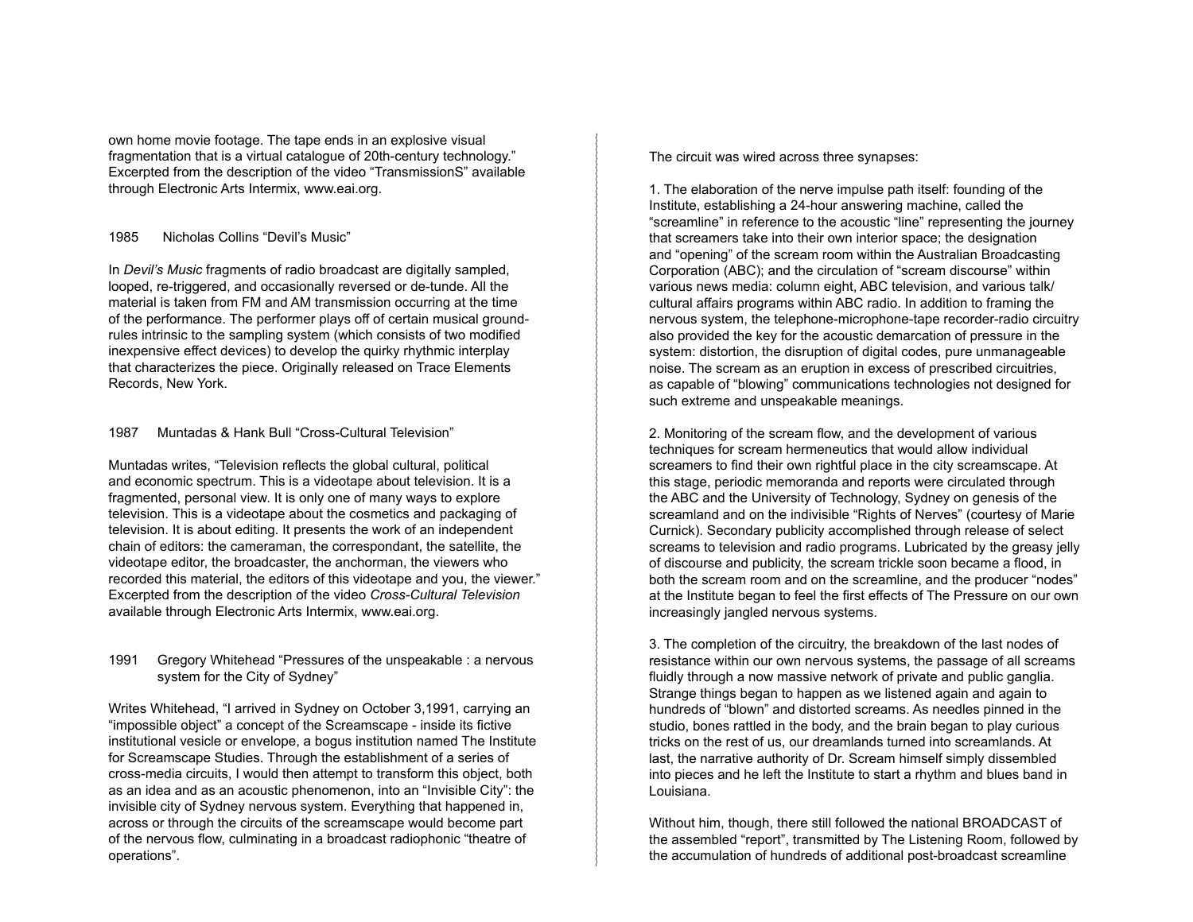own home movie footage. The tape ends in an explosive visual fragmentation that is a virtual catalogue of 20th-century technology." Excerpted from the description of the video "TransmissionS" available through Electronic Arts Intermix, www.eai.org.

1985 Nicholas Collins "Devil's Music"

In *Devil's Music* fragments of radio broadcast are digitally sampled, looped, re-triggered, and occasionally reversed or de-tunde. All the material is taken from FM and AM transmission occurring at the time of the performance. The performer plays off of certain musical ground-rules intrinsic to the sampling system (which consists of two modified inexpensive effect devices) to develop the quirky rhythmic interplay that characterizes the piece. Originally released on Trace Elements Records, New York.

1987 Muntadas & Hank Bull "Cross-Cultural Television"

Muntadas writes, "Television reflects the global cultural, political and economic spectrum. This is a videotape about television. It is a fragmented, personal view. It is only one of many ways to explore television. This is a videotape about the cosmetics and packaging of television. It is about editing. It presents the work of an independent chain of editors: the cameraman, the correspondant, the satellite, the videotape editor, the broadcaster, the anchorman, the viewers who recorded this material, the editors of this videotape and you, the viewer." Excerpted from the description of the video *Cross-Cultural Television* available through Electronic Arts Intermix, www.eai.org.

1991 Gregory Whitehead "Pressures of the unspeakable : a nervous system for the City of Sydney"

Writes Whitehead, "I arrived in Sydney on October 3,1991, carrying an "impossible object" a concept of the Screamscape - inside its fictive institutional vesicle or envelope, a bogus institution named The Institute for Screamscape Studies. Through the establishment of a series of cross-media circuits, I would then attempt to transform this object, both as an idea and as an acoustic phenomenon, into an "Invisible City": the invisible city of Sydney nervous system. Everything that happened in, across or through the circuits of the screamscape would become part of the nervous flow, culminating in a broadcast radiophonic "theatre of operations".

The circuit was wired across three synapses:

1. The elaboration of the nerve impulse path itself: founding of the Institute, establishing a 24-hour answering machine, called the "screamline" in reference to the acoustic "line" representing the journey that screamers take into their own interior space; the designation and "opening" of the scream room within the Australian Broadcasting Corporation (ABC); and the circulation of "scream discourse" within various news media: column eight, ABC television, and various talk/cultural affairs programs within ABC radio. In addition to framing the nervous system, the telephone-microphone-tape recorder-radio circuitry also provided the key for the acoustic demarcation of pressure in the system: distortion, the disruption of digital codes, pure unmanageable noise. The scream as an eruption in excess of prescribed circuitries, as capable of "blowing" communications technologies not designed for such extreme and unspeakable meanings.

2. Monitoring of the scream flow, and the development of various techniques for scream hermeneutics that would allow individual screamers to find their own rightful place in the city screamscape. At this stage, periodic memoranda and reports were circulated through the ABC and the University of Technology, Sydney on genesis of the screamland and on the indivisible "Rights of Nerves" (courtesy of Marie Curnick). Secondary publicity accomplished through release of select screams to television and radio programs. Lubricated by the greasy jelly of discourse and publicity, the scream trickle soon became a flood, in both the scream room and on the screamline, and the producer "nodes" at the Institute began to feel the first effects of The Pressure on our own increasingly jangled nervous systems.

3. The completion of the circuitry, the breakdown of the last nodes of resistance within our own nervous systems, the passage of all screams fluidly through a now massive network of private and public ganglia. Strange things began to happen as we listened again and again to hundreds of "blown" and distorted screams. As needles pinned in the studio, bones rattled in the body, and the brain began to play curious tricks on the rest of us, our dreamlands turned into screamlands. At last, the narrative authority of Dr. Scream himself simply dissembled into pieces and he left the Institute to start a rhythm and blues band in Louisiana.

Without him, though, there still followed the national BROADCAST of the assembled "report", transmitted by The Listening Room, followed by the accumulation of hundreds of additional post-broadcast screamline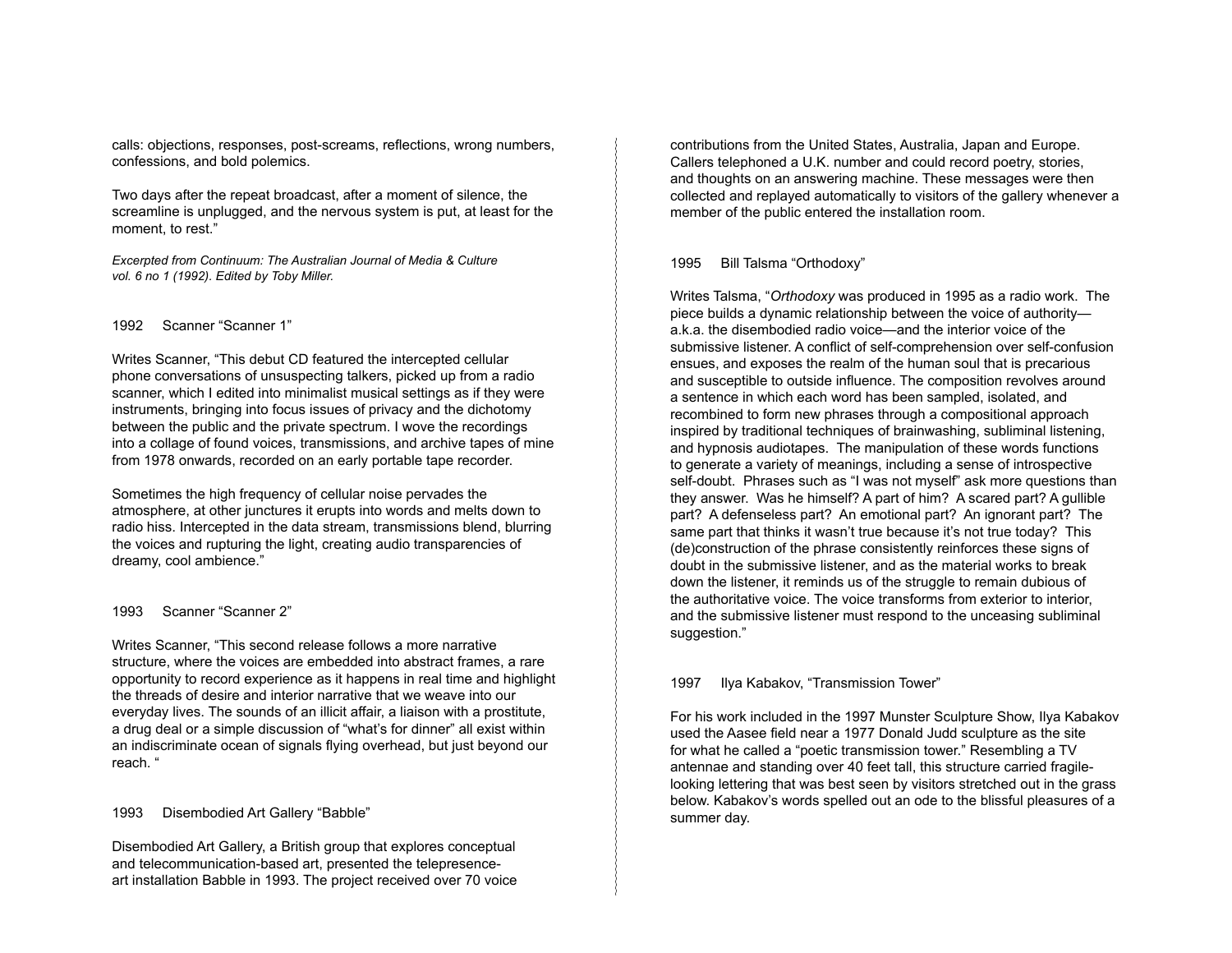calls: objections, responses, post-screams, reflections, wrong numbers, confessions, and bold polemics.

Two days after the repeat broadcast, after a moment of silence, the screamline is unplugged, and the nervous system is put, at least for the moment, to rest."

*Excerpted from Continuum: The Australian Journal of Media & Culture vol. 6 no 1 (1992). Edited by Toby Miller.*

1992 Scanner "Scanner 1"

Writes Scanner, "This debut CD featured the intercepted cellular phone conversations of unsuspecting talkers, picked up from a radio scanner, which I edited into minimalist musical settings as if they were instruments, bringing into focus issues of privacy and the dichotomy between the public and the private spectrum. I wove the recordings into a collage of found voices, transmissions, and archive tapes of mine from 1978 onwards, recorded on an early portable tape recorder.

Sometimes the high frequency of cellular noise pervades the atmosphere, at other junctures it erupts into words and melts down to radio hiss. Intercepted in the data stream, transmissions blend, blurring the voices and rupturing the light, creating audio transparencies of dreamy, cool ambience."

1993 Scanner "Scanner 2"

Writes Scanner, "This second release follows a more narrative structure, where the voices are embedded into abstract frames, a rare opportunity to record experience as it happens in real time and highlight the threads of desire and interior narrative that we weave into our everyday lives. The sounds of an illicit affair, a liaison with a prostitute, a drug deal or a simple discussion of "what's for dinner" all exist within an indiscriminate ocean of signals flying overhead, but just beyond our reach. "

1993 Disembodied Art Gallery "Babble"

Disembodied Art Gallery, a British group that explores conceptual and telecommunication-based art, presented the telepresence-art installation Babble in 1993. The project received over 70 voice contributions from the United States, Australia, Japan and Europe. Callers telephoned a U.K. number and could record poetry, stories, and thoughts on an answering machine. These messages were then collected and replayed automatically to visitors of the gallery whenever a member of the public entered the installation room.

1995 Bill Talsma "Orthodoxy"

Writes Talsma, "*Orthodoxy* was produced in 1995 as a radio work. The piece builds a dynamic relationship between the voice of authority—a.k.a. the disembodied radio voice—and the interior voice of the submissive listener. A conflict of self-comprehension over self-confusion ensues, and exposes the realm of the human soul that is precarious and susceptible to outside influence. The composition revolves around a sentence in which each word has been sampled, isolated, and recombined to form new phrases through a compositional approach inspired by traditional techniques of brainwashing, subliminal listening, and hypnosis audiotapes. The manipulation of these words functions to generate a variety of meanings, including a sense of introspective self-doubt. Phrases such as "I was not myself" ask more questions than they answer. Was he himself? A part of him? A scared part? A gullible part? A defenseless part? An emotional part? An ignorant part? The same part that thinks it wasn't true because it's not true today? This (de)construction of the phrase consistently reinforces these signs of doubt in the submissive listener, and as the material works to break down the listener, it reminds us of the struggle to remain dubious of the authoritative voice. The voice transforms from exterior to interior, and the submissive listener must respond to the unceasing subliminal suggestion."

1997 Ilya Kabakov, "Transmission Tower"

For his work included in the 1997 Munster Sculpture Show, Ilya Kabakov used the Aasee field near a 1977 Donald Judd sculpture as the site for what he called a "poetic transmission tower." Resembling a TV antennae and standing over 40 feet tall, this structure carried fragile-looking lettering that was best seen by visitors stretched out in the grass below. Kabakov's words spelled out an ode to the blissful pleasures of a summer day.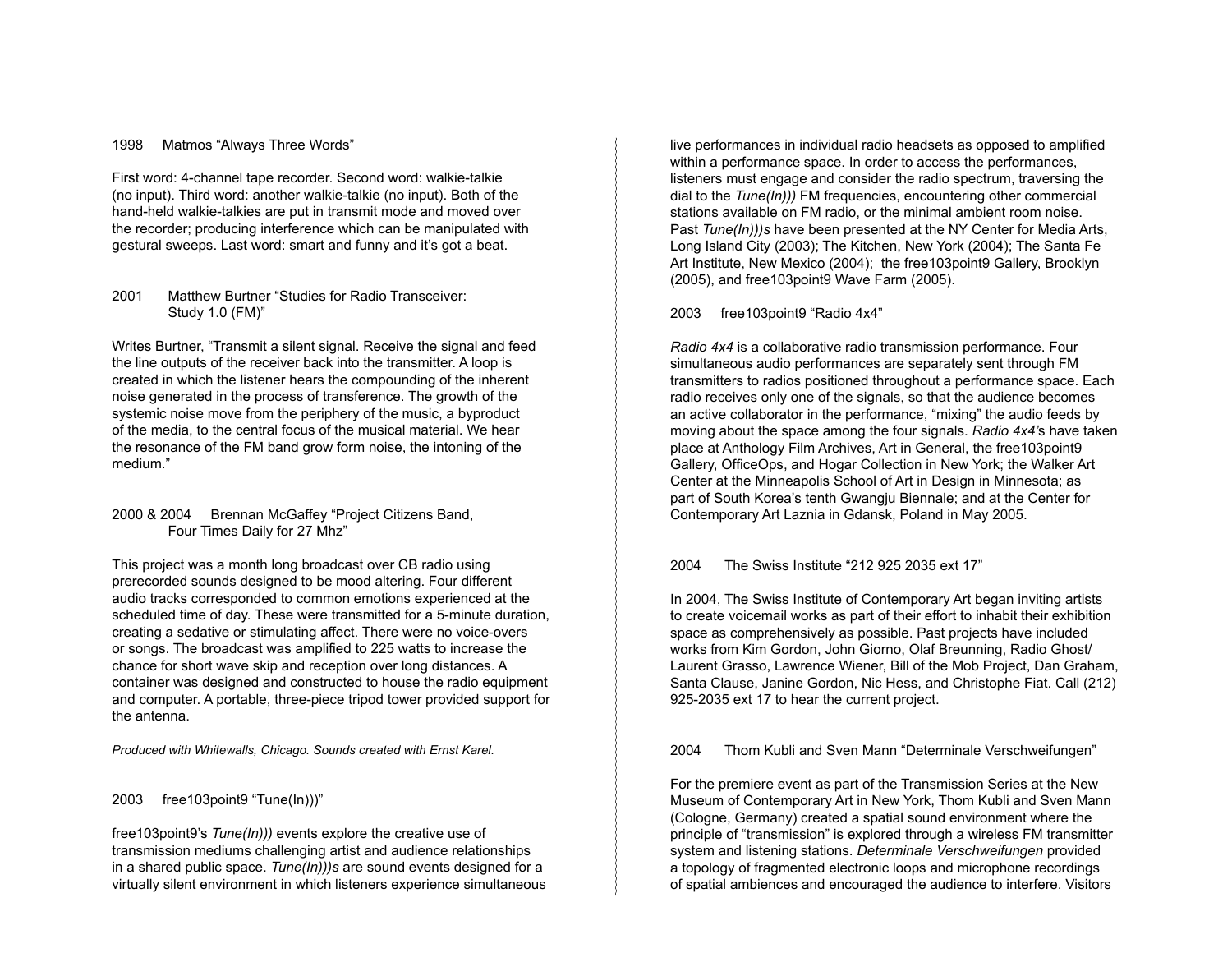1998 Matmos "Always Three Words"

First word: 4-channel tape recorder. Second word: walkie-talkie (no input). Third word: another walkie-talkie (no input). Both of the hand-held walkie-talkies are put in transmit mode and moved over the recorder; producing interference which can be manipulated with gestural sweeps. Last word: smart and funny and it's got a beat.

2001 Matthew Burtner "Studies for Radio Transceiver: Study 1.0 (FM)"

Writes Burtner, "Transmit a silent signal. Receive the signal and feed the line outputs of the receiver back into the transmitter. A loop is created in which the listener hears the compounding of the inherent noise generated in the process of transference. The growth of the systemic noise move from the periphery of the music, a byproduct of the media, to the central focus of the musical material. We hear the resonance of the FM band grow form noise, the intoning of the medium."

2000 & 2004 Brennan McGaffey "Project Citizens Band, Four Times Daily for 27 Mhz"

This project was a month long broadcast over CB radio using prerecorded sounds designed to be mood altering. Four different audio tracks corresponded to common emotions experienced at the scheduled time of day. These were transmitted for a 5-minute duration, creating a sedative or stimulating affect. There were no voice-overs or songs. The broadcast was amplified to 225 watts to increase the chance for short wave skip and reception over long distances. A container was designed and constructed to house the radio equipment and computer. A portable, three-piece tripod tower provided support for the antenna.

*Produced with Whitewalls, Chicago. Sounds created with Ernst Karel.*

2003 free103point9 "Tune(In)))"

free103point9's *Tune(In)))* events explore the creative use of transmission mediums challenging artist and audience relationships in a shared public space. *Tune(In)))s* are sound events designed for a virtually silent environment in which listeners experience simultaneous live performances in individual radio headsets as opposed to amplified within a performance space. In order to access the performances, listeners must engage and consider the radio spectrum, traversing the dial to the *Tune(In)))* FM frequencies, encountering other commercial stations available on FM radio, or the minimal ambient room noise. Past *Tune(In)))s* have been presented at the NY Center for Media Arts, Long Island City (2003); The Kitchen, New York (2004); The Santa Fe Art Institute, New Mexico (2004); the free103point9 Gallery, Brooklyn (2005), and free103point9 Wave Farm (2005).

2003 free103point9 "Radio 4x4"

*Radio 4x4* is a collaborative radio transmission performance. Four simultaneous audio performances are separately sent through FM transmitters to radios positioned throughout a performance space. Each radio receives only one of the signals, so that the audience becomes an active collaborator in the performance, "mixing" the audio feeds by moving about the space among the four signals. *Radio 4x4'*s have taken place at Anthology Film Archives, Art in General, the free103point9 Gallery, OfficeOps, and Hogar Collection in New York; the Walker Art Center at the Minneapolis School of Art in Design in Minnesota; as part of South Korea's tenth Gwangju Biennale; and at the Center for Contemporary Art Laznia in Gdansk, Poland in May 2005.

2004 The Swiss Institute "212 925 2035 ext 17"

In 2004, The Swiss Institute of Contemporary Art began inviting artists to create voicemail works as part of their effort to inhabit their exhibition space as comprehensively as possible. Past projects have included works from Kim Gordon, John Giorno, Olaf Breunning, Radio Ghost/ Laurent Grasso, Lawrence Wiener, Bill of the Mob Project, Dan Graham, Santa Clause, Janine Gordon, Nic Hess, and Christophe Fiat. Call (212) 925-2035 ext 17 to hear the current project.

2004 Thom Kubli and Sven Mann "Determinale Verschweifungen"

For the premiere event as part of the Transmission Series at the New Museum of Contemporary Art in New York, Thom Kubli and Sven Mann (Cologne, Germany) created a spatial sound environment where the principle of "transmission" is explored through a wireless FM transmitter system and listening stations. *Determinale Verschweifungen* provided a topology of fragmented electronic loops and microphone recordings of spatial ambiences and encouraged the audience to interfere. Visitors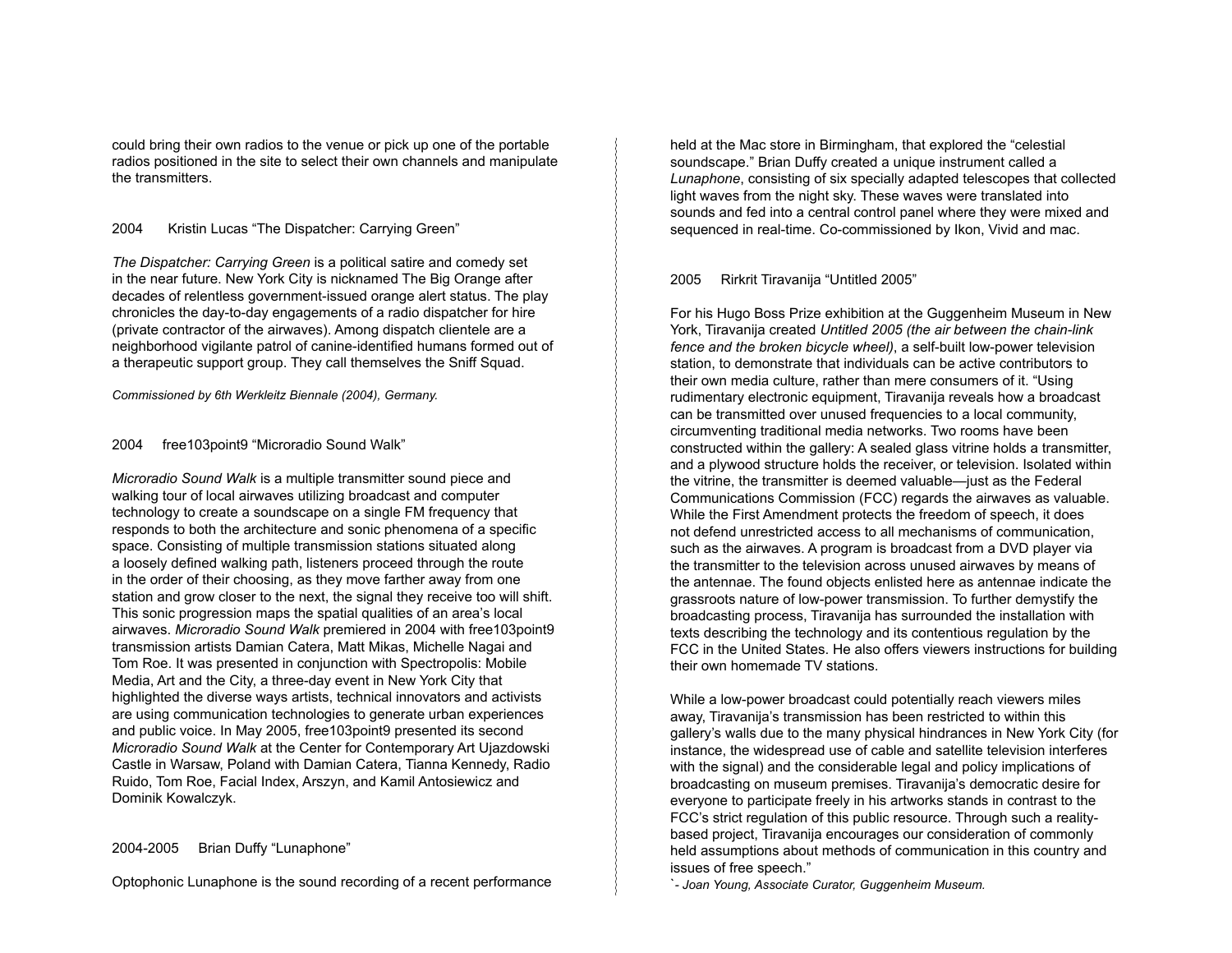could bring their own radios to the venue or pick up one of the portable radios positioned in the site to select their own channels and manipulate the transmitters.

2004 Kristin Lucas “The Dispatcher: Carrying Green”

*The Dispatcher: Carrying Green* is a political satire and comedy set in the near future. New York City is nicknamed The Big Orange after decades of relentless government-issued orange alert status. The play chronicles the day-to-day engagements of a radio dispatcher for hire (private contractor of the airwaves). Among dispatch clientele are a neighborhood vigilante patrol of canine-identified humans formed out of a therapeutic support group. They call themselves the Sniff Squad.

*Commissioned by 6th Werkleitz Biennale (2004), Germany.*

2004 free103point9 “Microradio Sound Walk”

*Microradio Sound Walk* is a multiple transmitter sound piece and walking tour of local airwaves utilizing broadcast and computer technology to create a soundscape on a single FM frequency that responds to both the architecture and sonic phenomena of a specific space. Consisting of multiple transmission stations situated along a loosely defined walking path, listeners proceed through the route in the order of their choosing, as they move farther away from one station and grow closer to the next, the signal they receive too will shift. This sonic progression maps the spatial qualities of an area’s local airwaves. *Microradio Sound Walk* premiered in 2004 with free103point9 transmission artists Damian Catera, Matt Mikas, Michelle Nagai and Tom Roe. It was presented in conjunction with Spectropolis: Mobile Media, Art and the City, a three-day event in New York City that highlighted the diverse ways artists, technical innovators and activists are using communication technologies to generate urban experiences and public voice. In May 2005, free103point9 presented its second *Microradio Sound Walk* at the Center for Contemporary Art Ujazdowski Castle in Warsaw, Poland with Damian Catera, Tianna Kennedy, Radio Ruido, Tom Roe, Facial Index, Arszyn, and Kamil Antosiewicz and Dominik Kowalczyk.

2004-2005 Brian Duffy “Lunaphone”

Optophonic Lunaphone is the sound recording of a recent performance held at the Mac store in Birmingham, that explored the “celestial soundscape.” Brian Duffy created a unique instrument called a *Lunaphone*, consisting of six specially adapted telescopes that collected light waves from the night sky. These waves were translated into sounds and fed into a central control panel where they were mixed and sequenced in real-time. Co-commissioned by Ikon, Vivid and mac.

2005 Rirkrit Tiravanija “Untitled 2005”

For his Hugo Boss Prize exhibition at the Guggenheim Museum in New York, Tiravanija created *Untitled 2005 (the air between the chain-link fence and the broken bicycle wheel)*, a self-built low-power television station, to demonstrate that individuals can be active contributors to their own media culture, rather than mere consumers of it. “Using rudimentary electronic equipment, Tiravanija reveals how a broadcast can be transmitted over unused frequencies to a local community, circumventing traditional media networks. Two rooms have been constructed within the gallery: A sealed glass vitrine holds a transmitter, and a plywood structure holds the receiver, or television. Isolated within the vitrine, the transmitter is deemed valuable—just as the Federal Communications Commission (FCC) regards the airwaves as valuable. While the First Amendment protects the freedom of speech, it does not defend unrestricted access to all mechanisms of communication, such as the airwaves. A program is broadcast from a DVD player via the transmitter to the television across unused airwaves by means of the antennae. The found objects enlisted here as antennae indicate the grassroots nature of low-power transmission. To further demystify the broadcasting process, Tiravanija has surrounded the installation with texts describing the technology and its contentious regulation by the FCC in the United States. He also offers viewers instructions for building their own homemade TV stations.

While a low-power broadcast could potentially reach viewers miles away, Tiravanija’s transmission has been restricted to within this gallery’s walls due to the many physical hindrances in New York City (for instance, the widespread use of cable and satellite television interferes with the signal) and the considerable legal and policy implications of broadcasting on museum premises. Tiravanija’s democratic desire for everyone to participate freely in his artworks stands in contrast to the FCC’s strict regulation of this public resource. Through such a reality-based project, Tiravanija encourages our consideration of commonly held assumptions about methods of communication in this country and issues of free speech.”

*`- Joan Young, Associate Curator, Guggenheim Museum.*